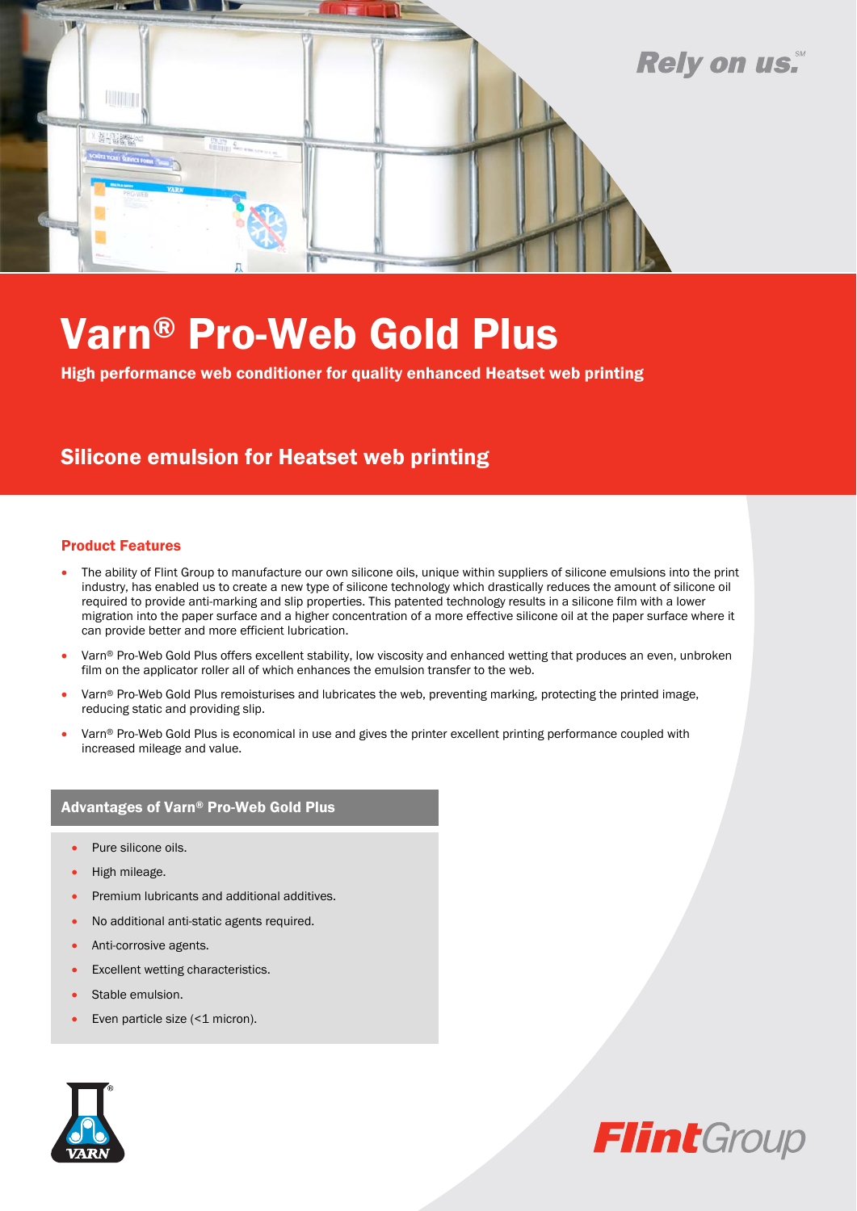Rely on us.℠

# Varn® Pro-Web Gold Plus

**High performance web conditioner for quality enhanced Heatset web printing**

## Silicone emulsion for Heatset web printing

### Product Features

- The ability of Flint Group to manufacture our own silicone oils, unique within suppliers of silicone emulsions into the print industry, has enabled us to create a new type of silicone technology which drastically reduces the amount of silicone oil required to provide anti-marking and slip properties. This patented technology results in a silicone film with a lower migration into the paper surface and a higher concentration of a more effective silicone oil at the paper surface where it can provide better and more efficient lubrication.
- Varn® Pro-Web Gold Plus offers excellent stability, low viscosity and enhanced wetting that produces an even, unbroken film on the applicator roller all of which enhances the emulsion transfer to the web.
- Varn® Pro-Web Gold Plus remoisturises and lubricates the web, preventing marking, protecting the printed image, reducing static and providing slip.
- Varn® Pro-Web Gold Plus is economical in use and gives the printer excellent printing performance coupled with increased mileage and value.

### Advantages of Varn® Pro-Web Gold Plus

- Pure silicone oils.
- High mileage.
- Premium lubricants and additional additives.
- No additional anti-static agents required.
- Anti-corrosive agents.
- Excellent wetting characteristics.
- Stable emulsion.
- Even particle size (<1 micron).

VARN

FlintGroup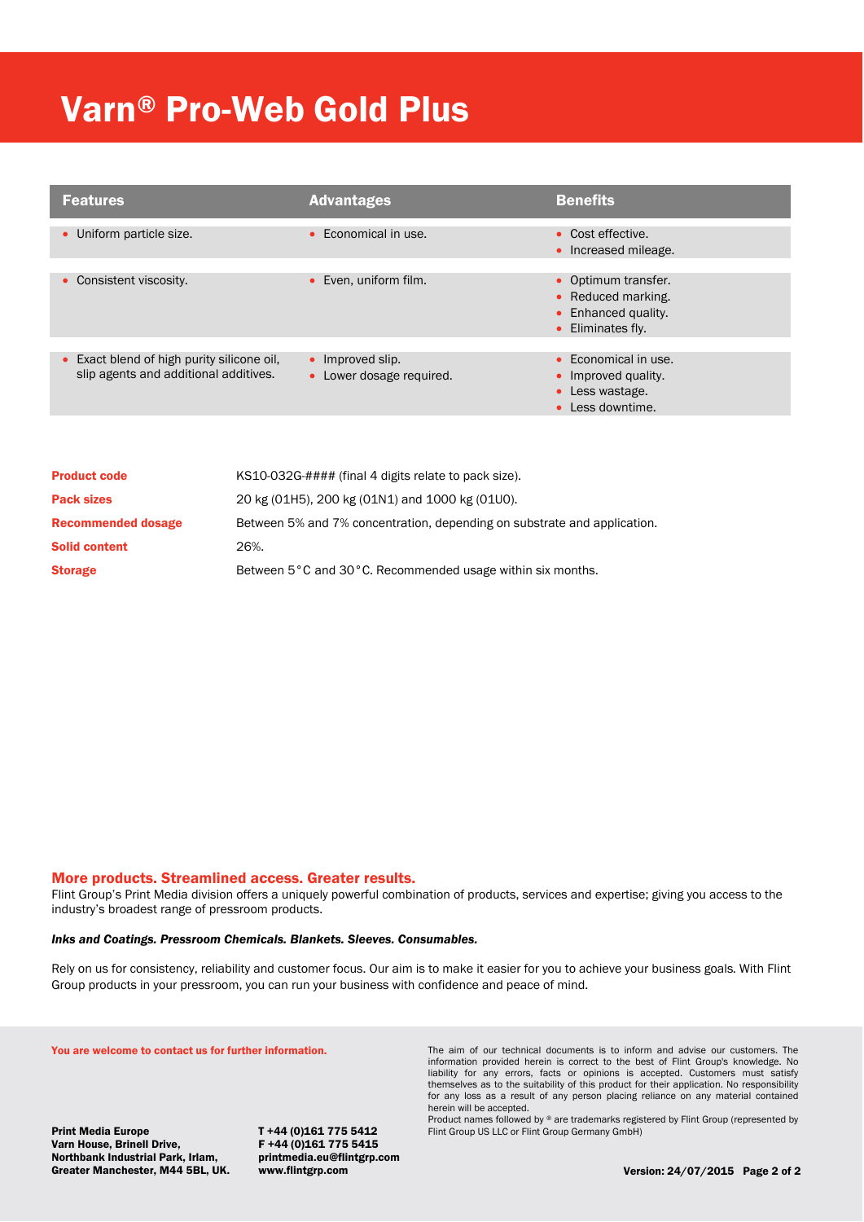# Varn® Pro-Web Gold Plus

| Features | Advantages | Benefits |
|---|---|---|
| • Uniform particle size. | • Economical in use. | • Cost effective.<br>• Increased mileage. |
| • Consistent viscosity. | • Even, uniform film. | • Optimum transfer.<br>• Reduced marking.<br>• Enhanced quality.<br>• Eliminates fly. |
| • Exact blend of high purity silicone oil, slip agents and additional additives. | • Improved slip.<br>• Lower dosage required. | • Economical in use.<br>• Improved quality.<br>• Less wastage.<br>• Less downtime. |

| | |
|---|---|
| **Product code** | KS10-032G-#### (final 4 digits relate to pack size). |
| **Pack sizes** | 20 kg (01H5), 200 kg (01N1) and 1000 kg (01U0). |
| **Recommended dosage** | Between 5% and 7% concentration, depending on substrate and application. |
| **Solid content** | 26%. |
| **Storage** | Between 5°C and 30°C. Recommended usage within six months. |

## More products. Streamlined access. Greater results.

Flint Group's Print Media division offers a uniquely powerful combination of products, services and expertise; giving you access to the industry's broadest range of pressroom products.

***Inks and Coatings. Pressroom Chemicals. Blankets. Sleeves. Consumables.***

Rely on us for consistency, reliability and customer focus. Our aim is to make it easier for you to achieve your business goals. With Flint Group products in your pressroom, you can run your business with confidence and peace of mind.

**You are welcome to contact us for further information.**

**Print Media Europe**
**Varn House, Brinell Drive,**
**Northbank Industrial Park, Irlam,**
**Greater Manchester, M44 5BL, UK.**

**T +44 (0)161 775 5412**
**F +44 (0)161 775 5415**
**printmedia.eu@flintgrp.com**
**www.flintgrp.com**

The aim of our technical documents is to inform and advise our customers. The information provided herein is correct to the best of Flint Group's knowledge. No liability for any errors, facts or opinions is accepted. Customers must satisfy themselves as to the suitability of this product for their application. No responsibility for any loss as a result of any person placing reliance on any material contained herein will be accepted.
Product names followed by ® are trademarks registered by Flint Group (represented by Flint Group US LLC or Flint Group Germany GmbH)

**Version: 24/07/2015**